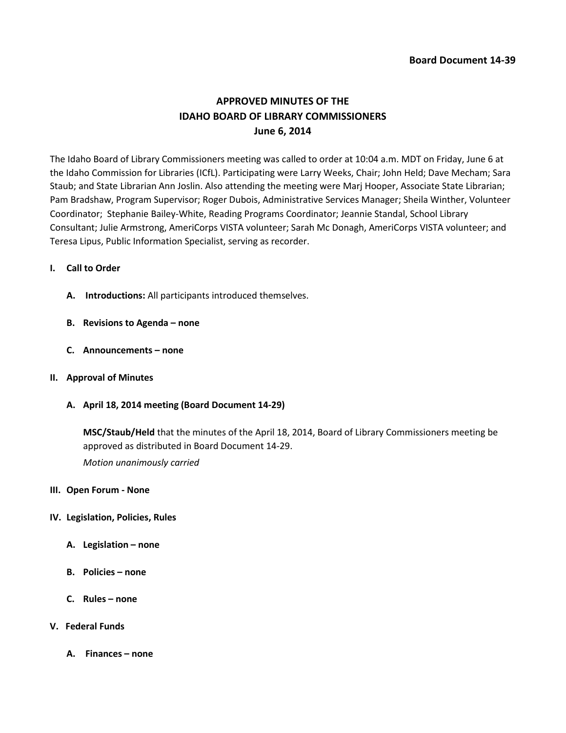**Board Document 14-39**

# APPROVED MINUTES OF THE IDAHO BOARD OF LIBRARY COMMISSIONERS June 6, 2014

The Idaho Board of Library Commissioners meeting was called to order at 10:04 a.m. MDT on Friday, June 6 at the Idaho Commission for Libraries (ICfL). Participating were Larry Weeks, Chair; John Held; Dave Mecham; Sara Staub; and State Librarian Ann Joslin. Also attending the meeting were Marj Hooper, Associate State Librarian; Pam Bradshaw, Program Supervisor; Roger Dubois, Administrative Services Manager; Sheila Winther, Volunteer Coordinator; Stephanie Bailey-White, Reading Programs Coordinator; Jeannie Standal, School Library Consultant; Julie Armstrong, AmeriCorps VISTA volunteer; Sarah Mc Donagh, AmeriCorps VISTA volunteer; and Teresa Lipus, Public Information Specialist, serving as recorder.

## I. Call to Order

**A. Introductions:** All participants introduced themselves.

**B. Revisions to Agenda – none**

**C. Announcements – none**

## II. Approval of Minutes

**A. April 18, 2014 meeting (Board Document 14-29)**

**MSC/Staub/Held** that the minutes of the April 18, 2014, Board of Library Commissioners meeting be approved as distributed in Board Document 14-29.

*Motion unanimously carried*

## III. Open Forum - None

## IV. Legislation, Policies, Rules

**A. Legislation – none**

**B. Policies – none**

**C. Rules – none**

## V. Federal Funds

**A. Finances – none**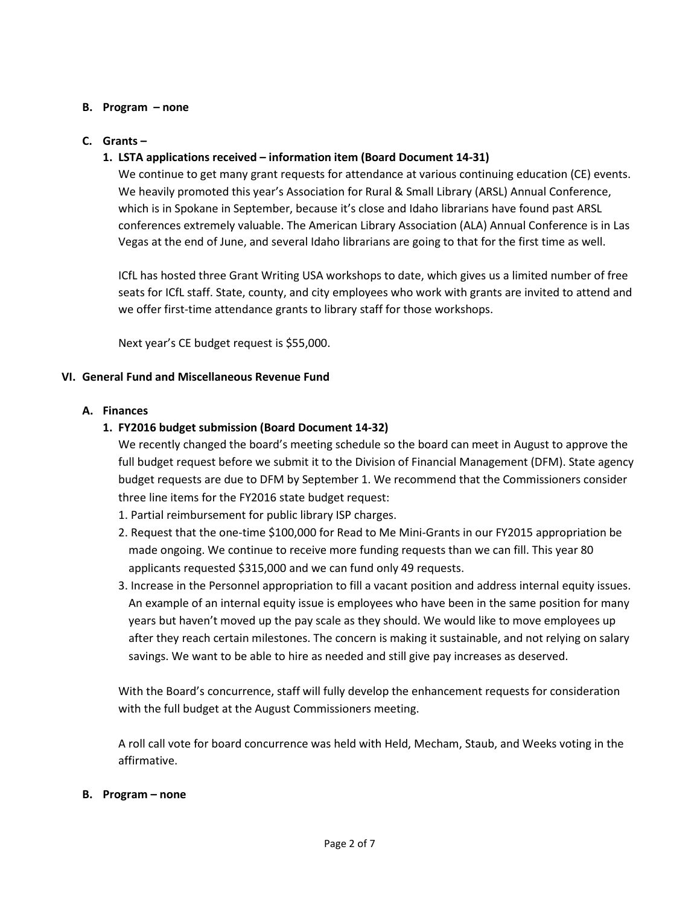**B. Program – none**

**C. Grants –**

**1. LSTA applications received – information item (Board Document 14-31)**

We continue to get many grant requests for attendance at various continuing education (CE) events. We heavily promoted this year's Association for Rural & Small Library (ARSL) Annual Conference, which is in Spokane in September, because it's close and Idaho librarians have found past ARSL conferences extremely valuable. The American Library Association (ALA) Annual Conference is in Las Vegas at the end of June, and several Idaho librarians are going to that for the first time as well.

ICfL has hosted three Grant Writing USA workshops to date, which gives us a limited number of free seats for ICfL staff. State, county, and city employees who work with grants are invited to attend and we offer first-time attendance grants to library staff for those workshops.

Next year's CE budget request is $55,000.

## VI. General Fund and Miscellaneous Revenue Fund

**A. Finances**

**1. FY2016 budget submission (Board Document 14-32)**

We recently changed the board's meeting schedule so the board can meet in August to approve the full budget request before we submit it to the Division of Financial Management (DFM). State agency budget requests are due to DFM by September 1. We recommend that the Commissioners consider three line items for the FY2016 state budget request:

1. Partial reimbursement for public library ISP charges.
2. Request that the one-time $100,000 for Read to Me Mini-Grants in our FY2015 appropriation be made ongoing. We continue to receive more funding requests than we can fill. This year 80 applicants requested $315,000 and we can fund only 49 requests.
3. Increase in the Personnel appropriation to fill a vacant position and address internal equity issues. An example of an internal equity issue is employees who have been in the same position for many years but haven't moved up the pay scale as they should. We would like to move employees up after they reach certain milestones. The concern is making it sustainable, and not relying on salary savings. We want to be able to hire as needed and still give pay increases as deserved.

With the Board's concurrence, staff will fully develop the enhancement requests for consideration with the full budget at the August Commissioners meeting.

A roll call vote for board concurrence was held with Held, Mecham, Staub, and Weeks voting in the affirmative.

**B. Program – none**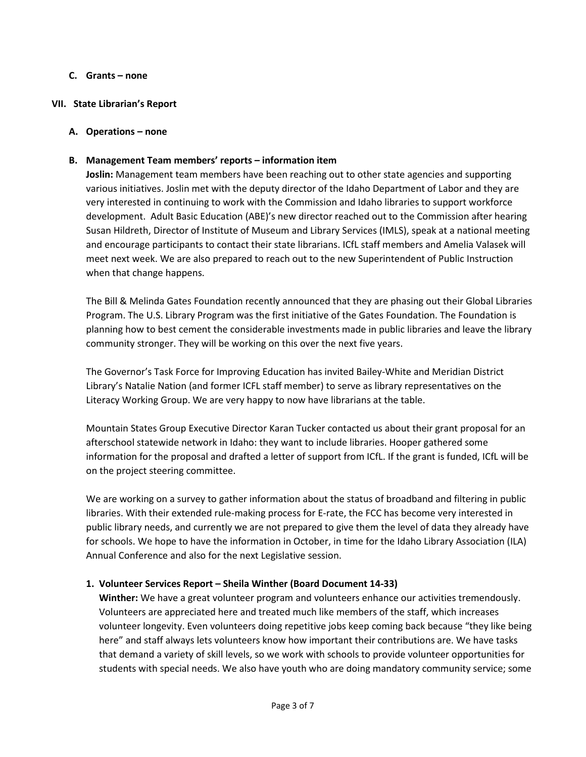**C. Grants – none**

## VII. State Librarian's Report

**A. Operations – none**

**B. Management Team members' reports – information item**

**Joslin:** Management team members have been reaching out to other state agencies and supporting various initiatives. Joslin met with the deputy director of the Idaho Department of Labor and they are very interested in continuing to work with the Commission and Idaho libraries to support workforce development. Adult Basic Education (ABE)'s new director reached out to the Commission after hearing Susan Hildreth, Director of Institute of Museum and Library Services (IMLS), speak at a national meeting and encourage participants to contact their state librarians. ICfL staff members and Amelia Valasek will meet next week. We are also prepared to reach out to the new Superintendent of Public Instruction when that change happens.

The Bill & Melinda Gates Foundation recently announced that they are phasing out their Global Libraries Program. The U.S. Library Program was the first initiative of the Gates Foundation. The Foundation is planning how to best cement the considerable investments made in public libraries and leave the library community stronger. They will be working on this over the next five years.

The Governor's Task Force for Improving Education has invited Bailey-White and Meridian District Library's Natalie Nation (and former ICFL staff member) to serve as library representatives on the Literacy Working Group. We are very happy to now have librarians at the table.

Mountain States Group Executive Director Karan Tucker contacted us about their grant proposal for an afterschool statewide network in Idaho: they want to include libraries. Hooper gathered some information for the proposal and drafted a letter of support from ICfL. If the grant is funded, ICfL will be on the project steering committee.

We are working on a survey to gather information about the status of broadband and filtering in public libraries. With their extended rule-making process for E-rate, the FCC has become very interested in public library needs, and currently we are not prepared to give them the level of data they already have for schools. We hope to have the information in October, in time for the Idaho Library Association (ILA) Annual Conference and also for the next Legislative session.

**1. Volunteer Services Report – Sheila Winther (Board Document 14-33)**

**Winther:** We have a great volunteer program and volunteers enhance our activities tremendously. Volunteers are appreciated here and treated much like members of the staff, which increases volunteer longevity. Even volunteers doing repetitive jobs keep coming back because "they like being here" and staff always lets volunteers know how important their contributions are. We have tasks that demand a variety of skill levels, so we work with schools to provide volunteer opportunities for students with special needs. We also have youth who are doing mandatory community service; some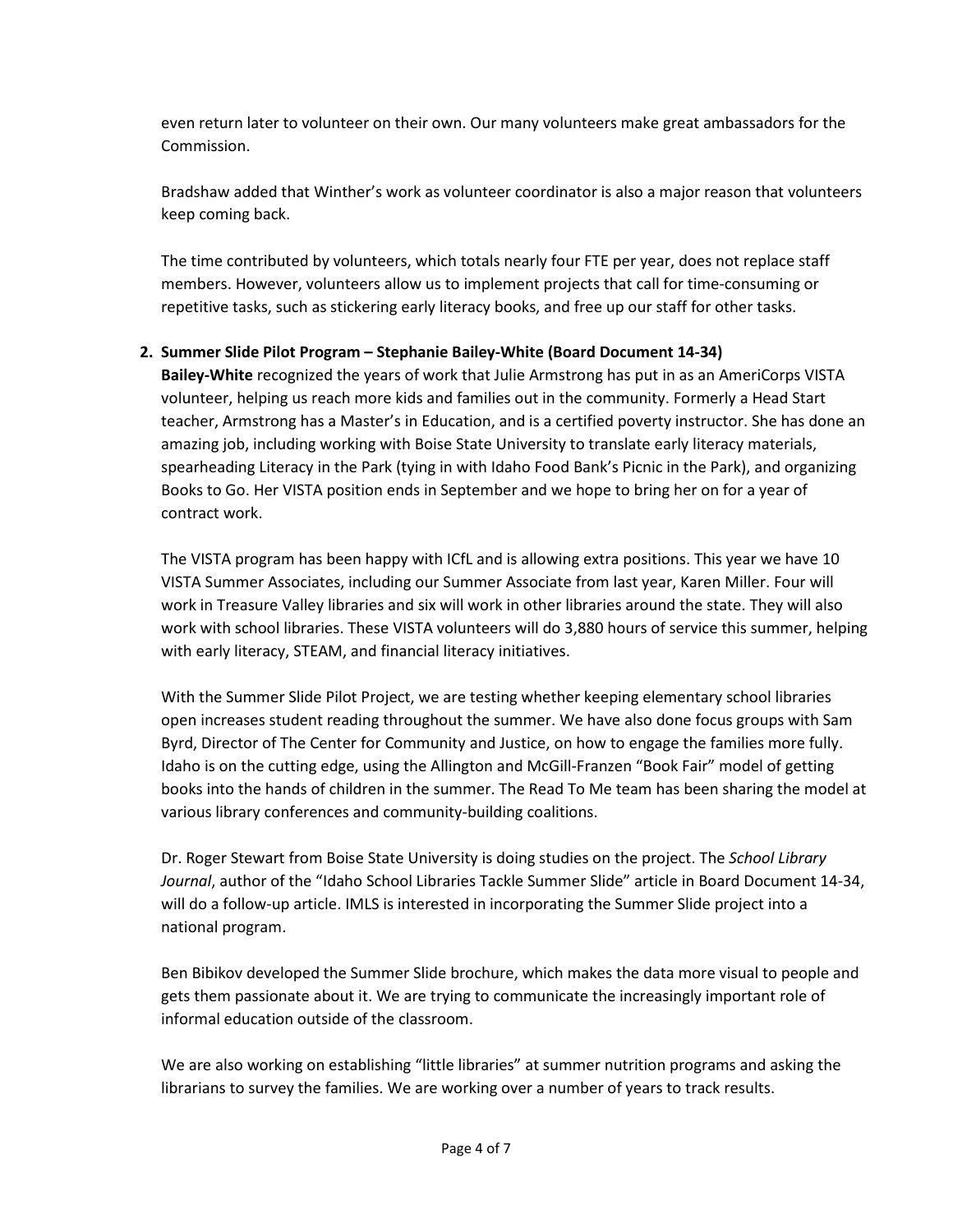even return later to volunteer on their own. Our many volunteers make great ambassadors for the Commission.

Bradshaw added that Winther's work as volunteer coordinator is also a major reason that volunteers keep coming back.

The time contributed by volunteers, which totals nearly four FTE per year, does not replace staff members. However, volunteers allow us to implement projects that call for time-consuming or repetitive tasks, such as stickering early literacy books, and free up our staff for other tasks.

2. **Summer Slide Pilot Program – Stephanie Bailey-White (Board Document 14-34)**

**Bailey-White** recognized the years of work that Julie Armstrong has put in as an AmeriCorps VISTA volunteer, helping us reach more kids and families out in the community. Formerly a Head Start teacher, Armstrong has a Master's in Education, and is a certified poverty instructor. She has done an amazing job, including working with Boise State University to translate early literacy materials, spearheading Literacy in the Park (tying in with Idaho Food Bank's Picnic in the Park), and organizing Books to Go. Her VISTA position ends in September and we hope to bring her on for a year of contract work.

The VISTA program has been happy with ICfL and is allowing extra positions. This year we have 10 VISTA Summer Associates, including our Summer Associate from last year, Karen Miller. Four will work in Treasure Valley libraries and six will work in other libraries around the state. They will also work with school libraries. These VISTA volunteers will do 3,880 hours of service this summer, helping with early literacy, STEAM, and financial literacy initiatives.

With the Summer Slide Pilot Project, we are testing whether keeping elementary school libraries open increases student reading throughout the summer. We have also done focus groups with Sam Byrd, Director of The Center for Community and Justice, on how to engage the families more fully. Idaho is on the cutting edge, using the Allington and McGill-Franzen "Book Fair" model of getting books into the hands of children in the summer. The Read To Me team has been sharing the model at various library conferences and community-building coalitions.

Dr. Roger Stewart from Boise State University is doing studies on the project. The *School Library Journal*, author of the "Idaho School Libraries Tackle Summer Slide" article in Board Document 14-34, will do a follow-up article. IMLS is interested in incorporating the Summer Slide project into a national program.

Ben Bibikov developed the Summer Slide brochure, which makes the data more visual to people and gets them passionate about it. We are trying to communicate the increasingly important role of informal education outside of the classroom.

We are also working on establishing "little libraries" at summer nutrition programs and asking the librarians to survey the families. We are working over a number of years to track results.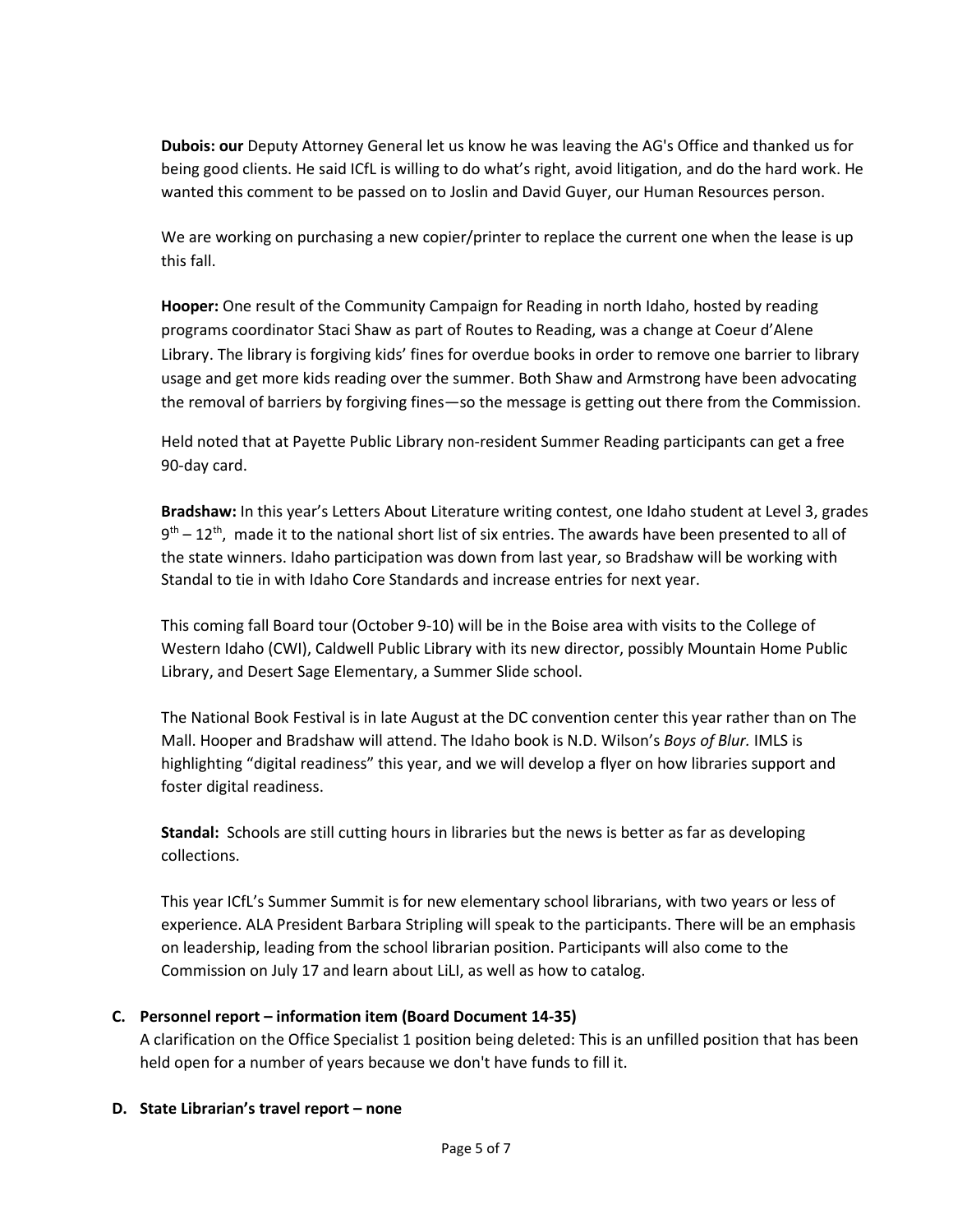**Dubois: our** Deputy Attorney General let us know he was leaving the AG's Office and thanked us for being good clients. He said ICfL is willing to do what's right, avoid litigation, and do the hard work. He wanted this comment to be passed on to Joslin and David Guyer, our Human Resources person.

We are working on purchasing a new copier/printer to replace the current one when the lease is up this fall.

**Hooper:** One result of the Community Campaign for Reading in north Idaho, hosted by reading programs coordinator Staci Shaw as part of Routes to Reading, was a change at Coeur d'Alene Library. The library is forgiving kids' fines for overdue books in order to remove one barrier to library usage and get more kids reading over the summer. Both Shaw and Armstrong have been advocating the removal of barriers by forgiving fines—so the message is getting out there from the Commission.

Held noted that at Payette Public Library non-resident Summer Reading participants can get a free 90-day card.

**Bradshaw:** In this year's Letters About Literature writing contest, one Idaho student at Level 3, grades 9th – 12th, made it to the national short list of six entries. The awards have been presented to all of the state winners. Idaho participation was down from last year, so Bradshaw will be working with Standal to tie in with Idaho Core Standards and increase entries for next year.

This coming fall Board tour (October 9-10) will be in the Boise area with visits to the College of Western Idaho (CWI), Caldwell Public Library with its new director, possibly Mountain Home Public Library, and Desert Sage Elementary, a Summer Slide school.

The National Book Festival is in late August at the DC convention center this year rather than on The Mall. Hooper and Bradshaw will attend. The Idaho book is N.D. Wilson's *Boys of Blur.* IMLS is highlighting "digital readiness" this year, and we will develop a flyer on how libraries support and foster digital readiness.

**Standal:** Schools are still cutting hours in libraries but the news is better as far as developing collections.

This year ICfL's Summer Summit is for new elementary school librarians, with two years or less of experience. ALA President Barbara Stripling will speak to the participants. There will be an emphasis on leadership, leading from the school librarian position. Participants will also come to the Commission on July 17 and learn about LiLI, as well as how to catalog.

**C. Personnel report – information item (Board Document 14-35)**

A clarification on the Office Specialist 1 position being deleted: This is an unfilled position that has been held open for a number of years because we don't have funds to fill it.

**D. State Librarian's travel report – none**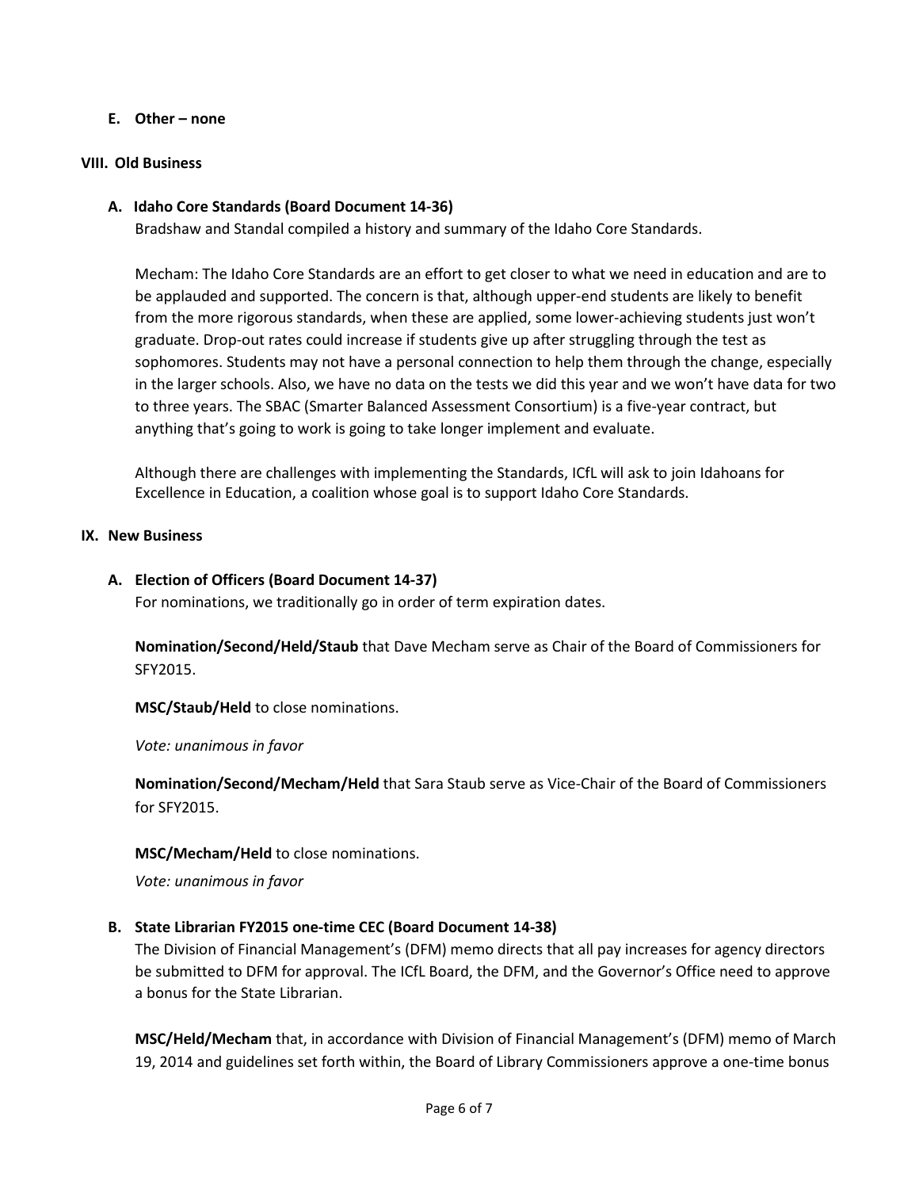### E. Other – none

## VIII. Old Business

### A. Idaho Core Standards (Board Document 14-36)

Bradshaw and Standal compiled a history and summary of the Idaho Core Standards.

Mecham: The Idaho Core Standards are an effort to get closer to what we need in education and are to be applauded and supported. The concern is that, although upper-end students are likely to benefit from the more rigorous standards, when these are applied, some lower-achieving students just won't graduate. Drop-out rates could increase if students give up after struggling through the test as sophomores. Students may not have a personal connection to help them through the change, especially in the larger schools. Also, we have no data on the tests we did this year and we won't have data for two to three years. The SBAC (Smarter Balanced Assessment Consortium) is a five-year contract, but anything that's going to work is going to take longer implement and evaluate.

Although there are challenges with implementing the Standards, ICfL will ask to join Idahoans for Excellence in Education, a coalition whose goal is to support Idaho Core Standards.

## IX. New Business

### A. Election of Officers (Board Document 14-37)

For nominations, we traditionally go in order of term expiration dates.

**Nomination/Second/Held/Staub** that Dave Mecham serve as Chair of the Board of Commissioners for SFY2015.

**MSC/Staub/Held** to close nominations.

*Vote: unanimous in favor*

**Nomination/Second/Mecham/Held** that Sara Staub serve as Vice-Chair of the Board of Commissioners for SFY2015.

**MSC/Mecham/Held** to close nominations.

*Vote: unanimous in favor*

### B. State Librarian FY2015 one-time CEC (Board Document 14-38)

The Division of Financial Management's (DFM) memo directs that all pay increases for agency directors be submitted to DFM for approval. The ICfL Board, the DFM, and the Governor's Office need to approve a bonus for the State Librarian.

**MSC/Held/Mecham** that, in accordance with Division of Financial Management's (DFM) memo of March 19, 2014 and guidelines set forth within, the Board of Library Commissioners approve a one-time bonus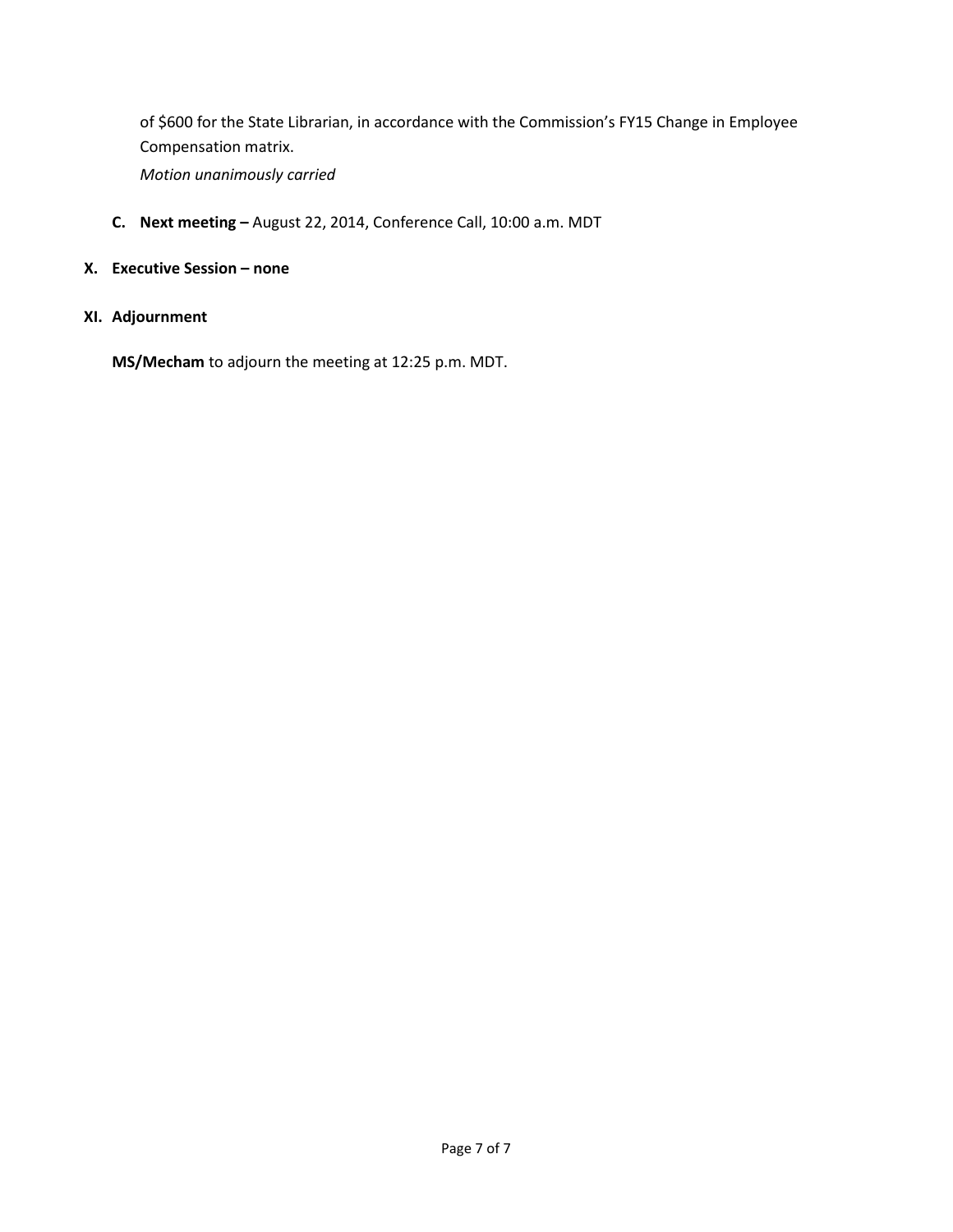of $600 for the State Librarian, in accordance with the Commission's FY15 Change in Employee Compensation matrix.

*Motion unanimously carried*

**C. Next meeting –** August 22, 2014, Conference Call, 10:00 a.m. MDT

## X. Executive Session – none

## XI. Adjournment

**MS/Mecham** to adjourn the meeting at 12:25 p.m. MDT.